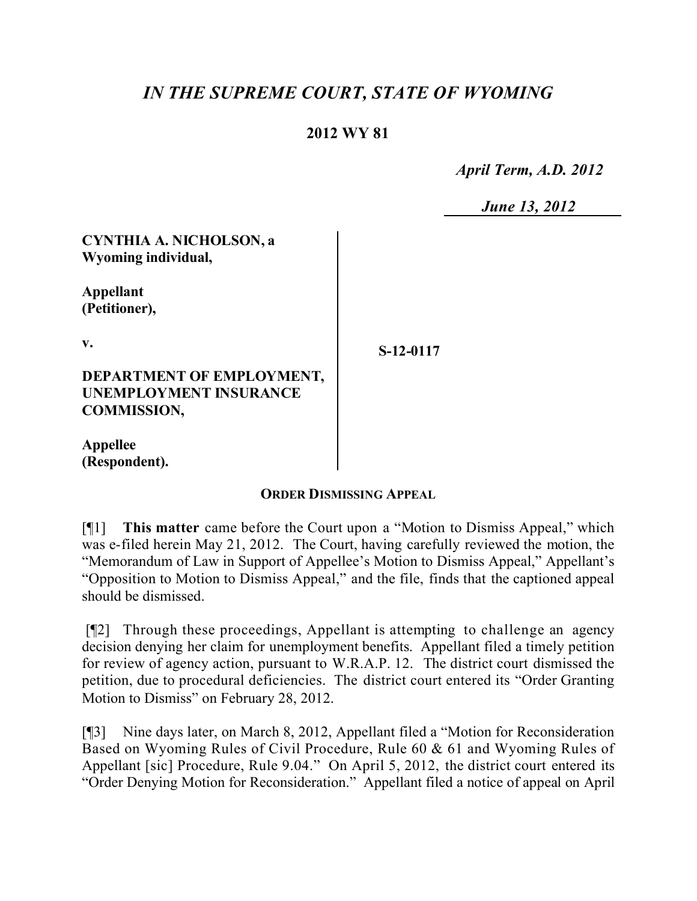# *IN THE SUPREME COURT, STATE OF WYOMING*

**2012 WY 81**

*April Term, A.D. 2012*

*June 13, 2012*

| | |
|---|---|
| **CYNTHIA A. NICHOLSON, a Wyoming individual,**<br><br>**Appellant (Petitioner),**<br><br>**v.**<br><br>**DEPARTMENT OF EMPLOYMENT, UNEMPLOYMENT INSURANCE COMMISSION,**<br><br>**Appellee (Respondent).** | **S-12-0117** |

**ORDER DISMISSING APPEAL**

[¶1] **This matter** came before the Court upon a "Motion to Dismiss Appeal," which was e-filed herein May 21, 2012. The Court, having carefully reviewed the motion, the "Memorandum of Law in Support of Appellee's Motion to Dismiss Appeal," Appellant's "Opposition to Motion to Dismiss Appeal," and the file, finds that the captioned appeal should be dismissed.

[¶2] Through these proceedings, Appellant is attempting to challenge an agency decision denying her claim for unemployment benefits. Appellant filed a timely petition for review of agency action, pursuant to W.R.A.P. 12. The district court dismissed the petition, due to procedural deficiencies. The district court entered its "Order Granting Motion to Dismiss" on February 28, 2012.

[¶3] Nine days later, on March 8, 2012, Appellant filed a "Motion for Reconsideration Based on Wyoming Rules of Civil Procedure, Rule 60 & 61 and Wyoming Rules of Appellant [sic] Procedure, Rule 9.04." On April 5, 2012, the district court entered its "Order Denying Motion for Reconsideration." Appellant filed a notice of appeal on April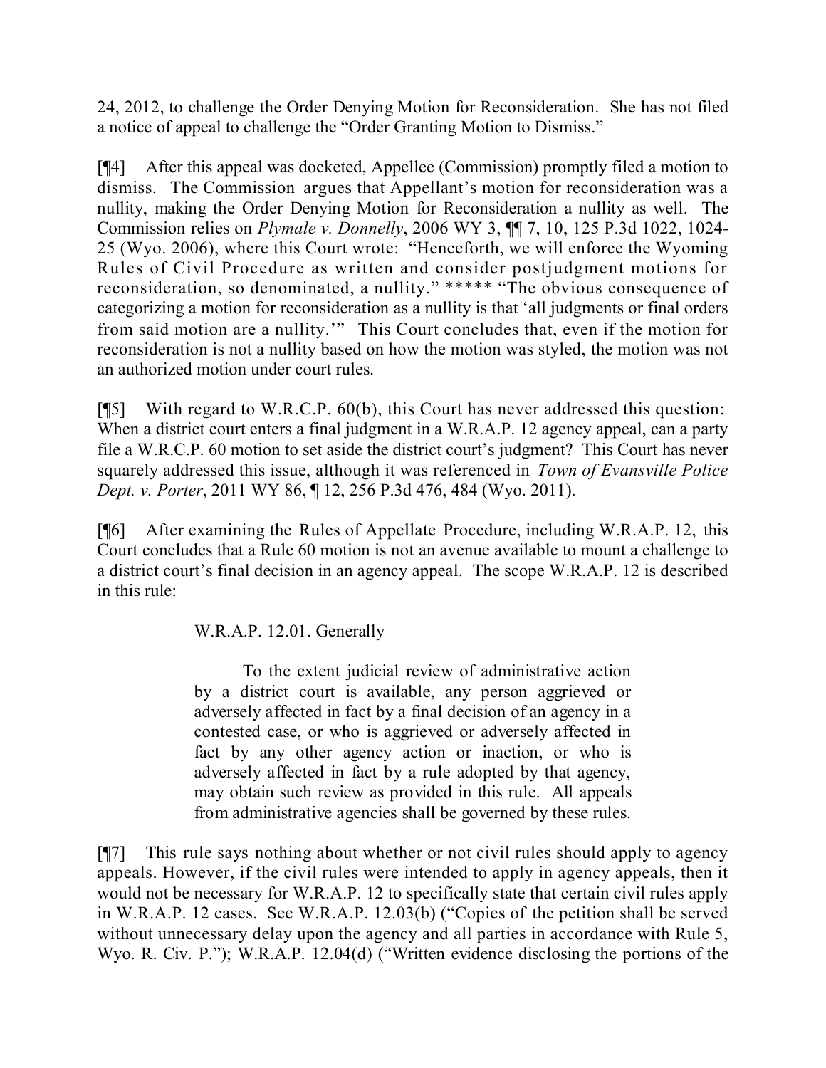24, 2012, to challenge the Order Denying Motion for Reconsideration. She has not filed a notice of appeal to challenge the "Order Granting Motion to Dismiss."

[¶4] After this appeal was docketed, Appellee (Commission) promptly filed a motion to dismiss. The Commission argues that Appellant's motion for reconsideration was a nullity, making the Order Denying Motion for Reconsideration a nullity as well. The Commission relies on *Plymale v. Donnelly*, 2006 WY 3, ¶¶ 7, 10, 125 P.3d 1022, 1024-25 (Wyo. 2006), where this Court wrote: "Henceforth, we will enforce the Wyoming Rules of Civil Procedure as written and consider postjudgment motions for reconsideration, so denominated, a nullity." ***** "The obvious consequence of categorizing a motion for reconsideration as a nullity is that 'all judgments or final orders from said motion are a nullity.'" This Court concludes that, even if the motion for reconsideration is not a nullity based on how the motion was styled, the motion was not an authorized motion under court rules.

[¶5] With regard to W.R.C.P. 60(b), this Court has never addressed this question: When a district court enters a final judgment in a W.R.A.P. 12 agency appeal, can a party file a W.R.C.P. 60 motion to set aside the district court's judgment? This Court has never squarely addressed this issue, although it was referenced in *Town of Evansville Police Dept. v. Porter*, 2011 WY 86, ¶ 12, 256 P.3d 476, 484 (Wyo. 2011).

[¶6] After examining the Rules of Appellate Procedure, including W.R.A.P. 12, this Court concludes that a Rule 60 motion is not an avenue available to mount a challenge to a district court's final decision in an agency appeal. The scope W.R.A.P. 12 is described in this rule:

> W.R.A.P. 12.01. Generally
>
> To the extent judicial review of administrative action by a district court is available, any person aggrieved or adversely affected in fact by a final decision of an agency in a contested case, or who is aggrieved or adversely affected in fact by any other agency action or inaction, or who is adversely affected in fact by a rule adopted by that agency, may obtain such review as provided in this rule. All appeals from administrative agencies shall be governed by these rules.

[¶7] This rule says nothing about whether or not civil rules should apply to agency appeals. However, if the civil rules were intended to apply in agency appeals, then it would not be necessary for W.R.A.P. 12 to specifically state that certain civil rules apply in W.R.A.P. 12 cases. See W.R.A.P. 12.03(b) ("Copies of the petition shall be served without unnecessary delay upon the agency and all parties in accordance with Rule 5, Wyo. R. Civ. P."); W.R.A.P. 12.04(d) ("Written evidence disclosing the portions of the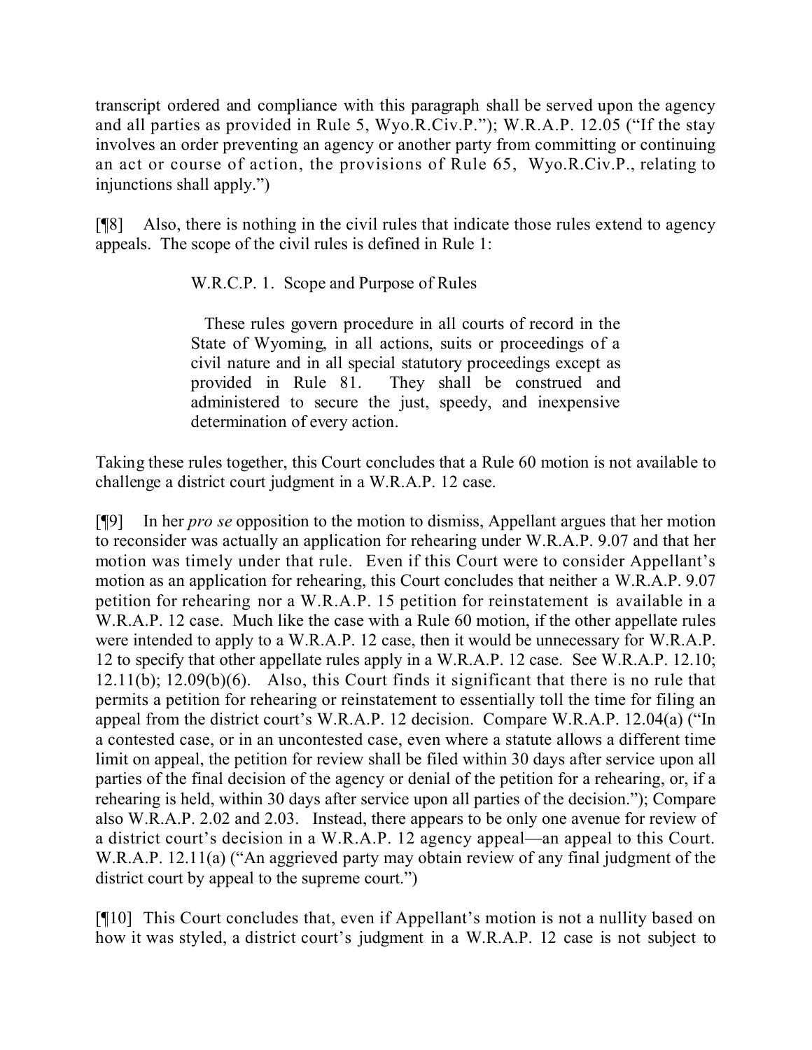transcript ordered and compliance with this paragraph shall be served upon the agency and all parties as provided in Rule 5, Wyo.R.Civ.P."); W.R.A.P. 12.05 ("If the stay involves an order preventing an agency or another party from committing or continuing an act or course of action, the provisions of Rule 65, Wyo.R.Civ.P., relating to injunctions shall apply.")

[¶8] Also, there is nothing in the civil rules that indicate those rules extend to agency appeals. The scope of the civil rules is defined in Rule 1:

> W.R.C.P. 1. Scope and Purpose of Rules
>
> These rules govern procedure in all courts of record in the State of Wyoming, in all actions, suits or proceedings of a civil nature and in all special statutory proceedings except as provided in Rule 81. They shall be construed and administered to secure the just, speedy, and inexpensive determination of every action.

Taking these rules together, this Court concludes that a Rule 60 motion is not available to challenge a district court judgment in a W.R.A.P. 12 case.

[¶9] In her *pro se* opposition to the motion to dismiss, Appellant argues that her motion to reconsider was actually an application for rehearing under W.R.A.P. 9.07 and that her motion was timely under that rule. Even if this Court were to consider Appellant's motion as an application for rehearing, this Court concludes that neither a W.R.A.P. 9.07 petition for rehearing nor a W.R.A.P. 15 petition for reinstatement is available in a W.R.A.P. 12 case. Much like the case with a Rule 60 motion, if the other appellate rules were intended to apply to a W.R.A.P. 12 case, then it would be unnecessary for W.R.A.P. 12 to specify that other appellate rules apply in a W.R.A.P. 12 case. See W.R.A.P. 12.10; 12.11(b); 12.09(b)(6). Also, this Court finds it significant that there is no rule that permits a petition for rehearing or reinstatement to essentially toll the time for filing an appeal from the district court's W.R.A.P. 12 decision. Compare W.R.A.P. 12.04(a) ("In a contested case, or in an uncontested case, even where a statute allows a different time limit on appeal, the petition for review shall be filed within 30 days after service upon all parties of the final decision of the agency or denial of the petition for a rehearing, or, if a rehearing is held, within 30 days after service upon all parties of the decision."); Compare also W.R.A.P. 2.02 and 2.03. Instead, there appears to be only one avenue for review of a district court's decision in a W.R.A.P. 12 agency appeal—an appeal to this Court. W.R.A.P. 12.11(a) ("An aggrieved party may obtain review of any final judgment of the district court by appeal to the supreme court.")

[¶10] This Court concludes that, even if Appellant's motion is not a nullity based on how it was styled, a district court's judgment in a W.R.A.P. 12 case is not subject to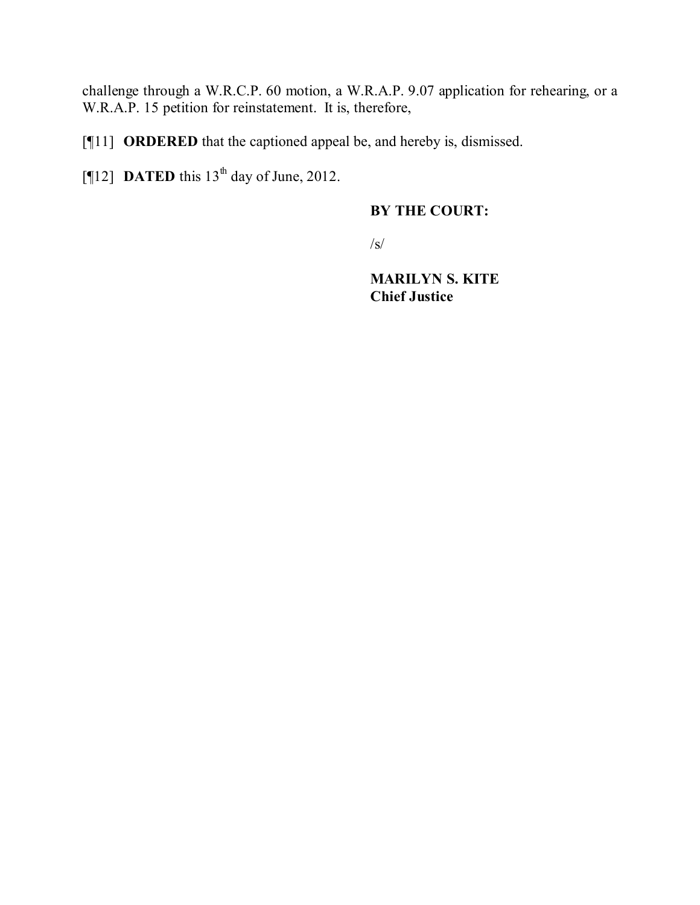challenge through a W.R.C.P. 60 motion, a W.R.A.P. 9.07 application for rehearing, or a W.R.A.P. 15 petition for reinstatement. It is, therefore,

[¶11] **ORDERED** that the captioned appeal be, and hereby is, dismissed.

[¶12] **DATED** this 13th day of June, 2012.

**BY THE COURT:**

/s/

**MARILYN S. KITE**
**Chief Justice**